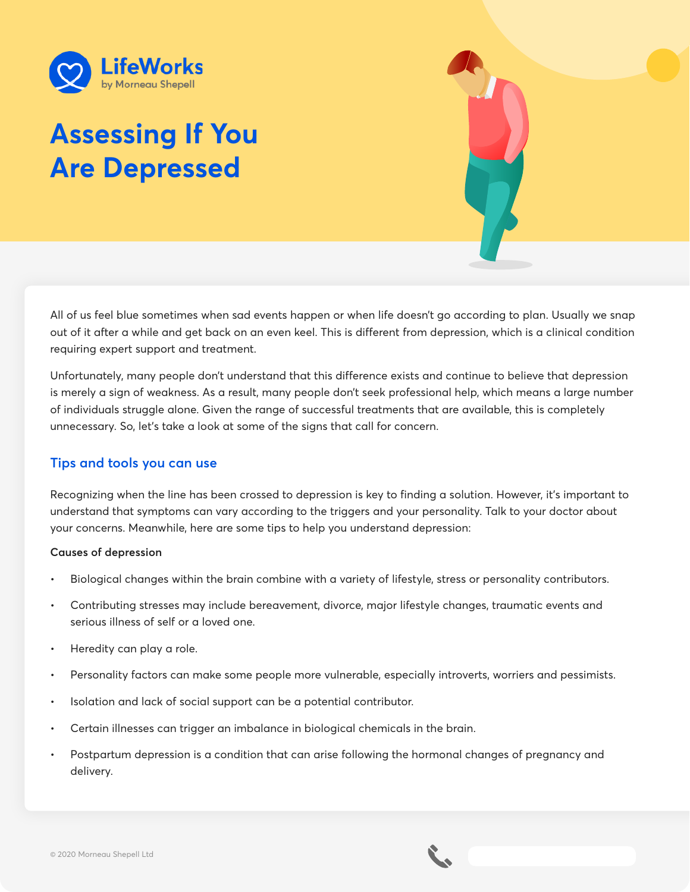LifeWorks
by Morneau Shepell

# Assessing If You Are Depressed

All of us feel blue sometimes when sad events happen or when life doesn't go according to plan. Usually we snap out of it after a while and get back on an even keel. This is different from depression, which is a clinical condition requiring expert support and treatment.

Unfortunately, many people don't understand that this difference exists and continue to believe that depression is merely a sign of weakness. As a result, many people don't seek professional help, which means a large number of individuals struggle alone. Given the range of successful treatments that are available, this is completely unnecessary. So, let's take a look at some of the signs that call for concern.

## Tips and tools you can use

Recognizing when the line has been crossed to depression is key to finding a solution. However, it's important to understand that symptoms can vary according to the triggers and your personality. Talk to your doctor about your concerns. Meanwhile, here are some tips to help you understand depression:

**Causes of depression**

- Biological changes within the brain combine with a variety of lifestyle, stress or personality contributors.
- Contributing stresses may include bereavement, divorce, major lifestyle changes, traumatic events and serious illness of self or a loved one.
- Heredity can play a role.
- Personality factors can make some people more vulnerable, especially introverts, worriers and pessimists.
- Isolation and lack of social support can be a potential contributor.
- Certain illnesses can trigger an imbalance in biological chemicals in the brain.
- Postpartum depression is a condition that can arise following the hormonal changes of pregnancy and delivery.

© 2020 Morneau Shepell Ltd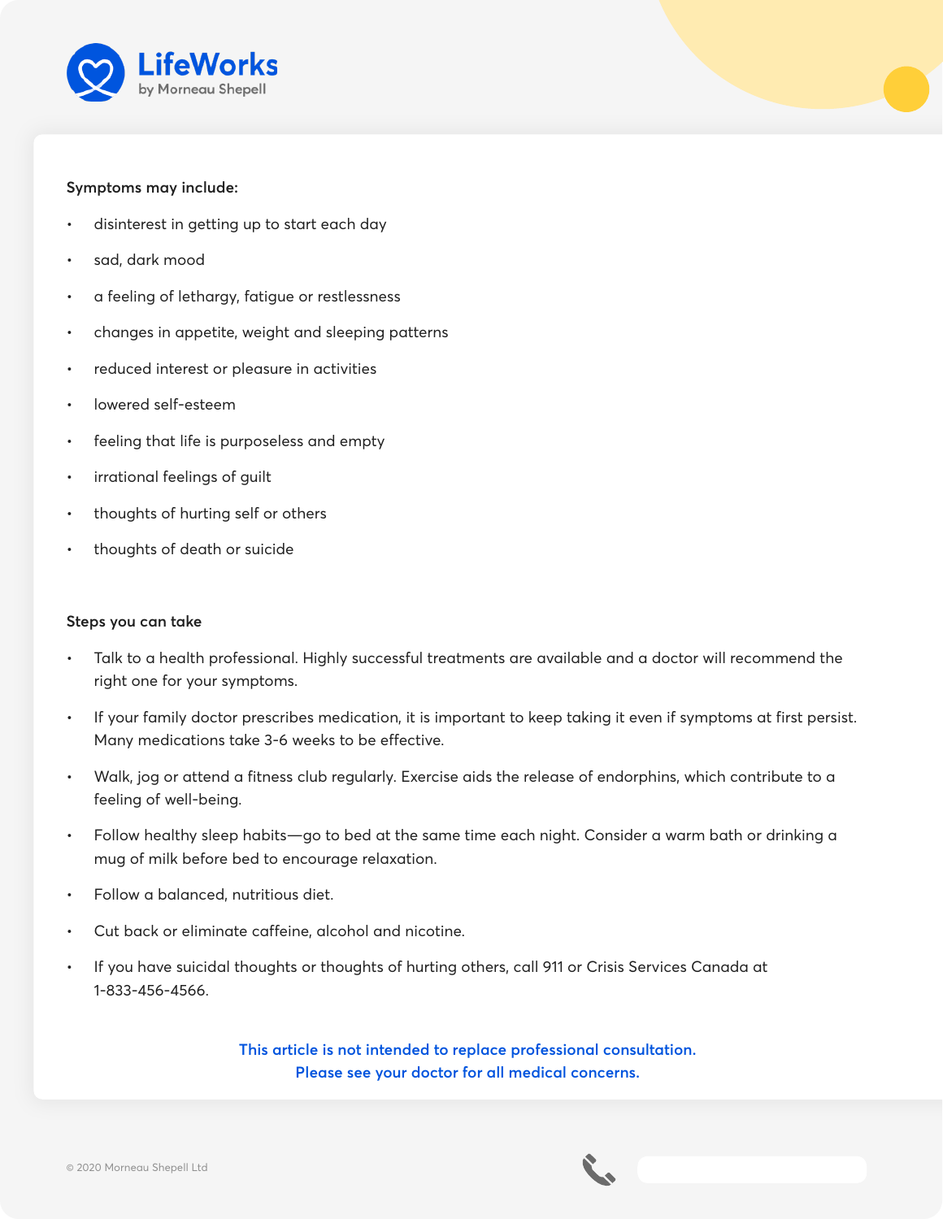**Symptoms may include:**

- disinterest in getting up to start each day
- sad, dark mood
- a feeling of lethargy, fatigue or restlessness
- changes in appetite, weight and sleeping patterns
- reduced interest or pleasure in activities
- lowered self-esteem
- feeling that life is purposeless and empty
- irrational feelings of guilt
- thoughts of hurting self or others
- thoughts of death or suicide

**Steps you can take**

- Talk to a health professional. Highly successful treatments are available and a doctor will recommend the right one for your symptoms.
- If your family doctor prescribes medication, it is important to keep taking it even if symptoms at first persist. Many medications take 3-6 weeks to be effective.
- Walk, jog or attend a fitness club regularly. Exercise aids the release of endorphins, which contribute to a feeling of well-being.
- Follow healthy sleep habits—go to bed at the same time each night. Consider a warm bath or drinking a mug of milk before bed to encourage relaxation.
- Follow a balanced, nutritious diet.
- Cut back or eliminate caffeine, alcohol and nicotine.
- If you have suicidal thoughts or thoughts of hurting others, call 911 or Crisis Services Canada at 1-833-456-4566.

This article is not intended to replace professional consultation.
Please see your doctor for all medical concerns.

© 2020 Morneau Shepell Ltd